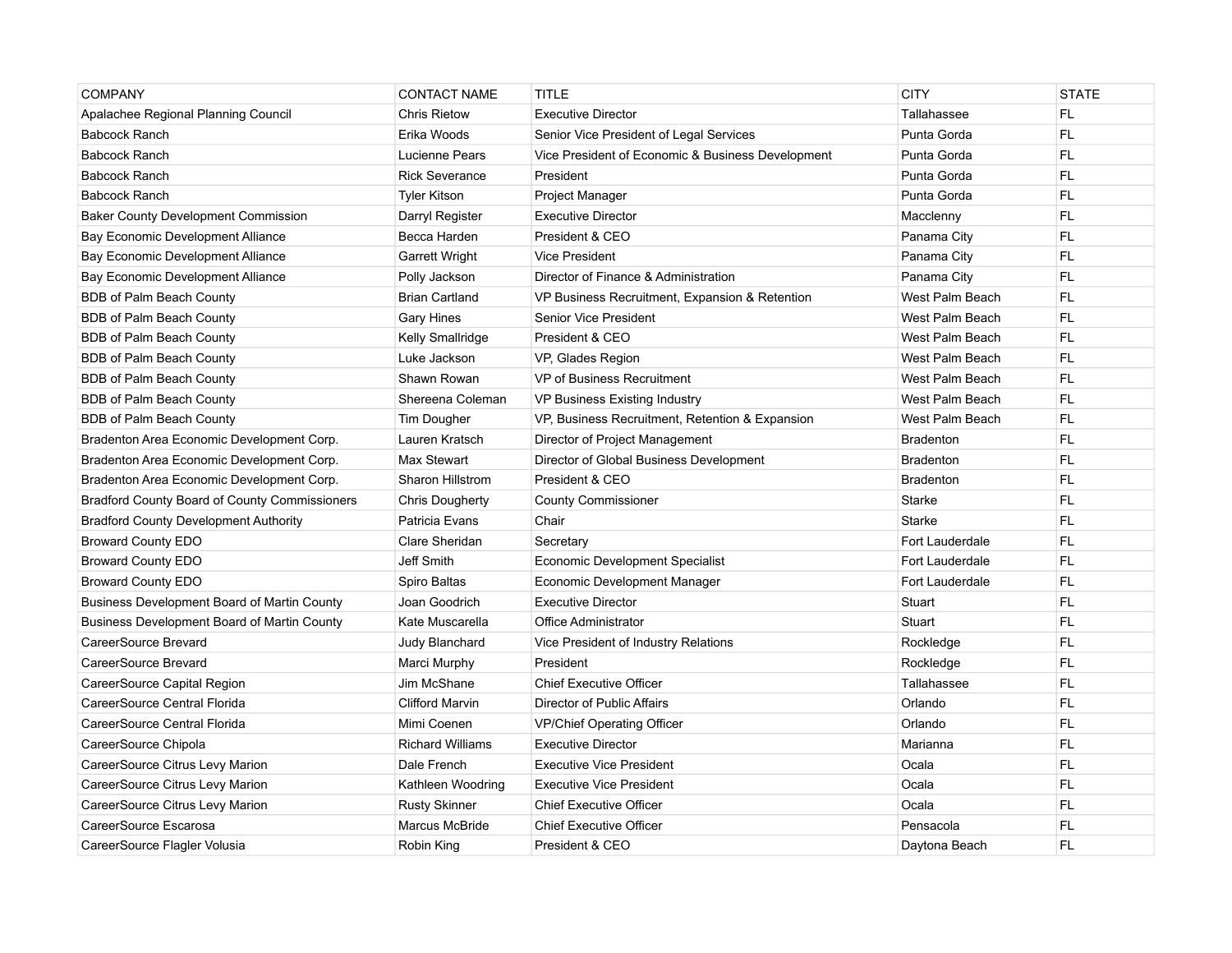| COMPANY | CONTACT NAME | TITLE | CITY | STATE |
|---|---|---|---|---|
| Apalachee Regional Planning Council | Chris Rietow | Executive Director | Tallahassee | FL |
| Babcock Ranch | Erika Woods | Senior Vice President of Legal Services | Punta Gorda | FL |
| Babcock Ranch | Lucienne Pears | Vice President of Economic & Business Development | Punta Gorda | FL |
| Babcock Ranch | Rick Severance | President | Punta Gorda | FL |
| Babcock Ranch | Tyler Kitson | Project Manager | Punta Gorda | FL |
| Baker County Development Commission | Darryl Register | Executive Director | Macclenny | FL |
| Bay Economic Development Alliance | Becca Harden | President & CEO | Panama City | FL |
| Bay Economic Development Alliance | Garrett Wright | Vice President | Panama City | FL |
| Bay Economic Development Alliance | Polly Jackson | Director of Finance & Administration | Panama City | FL |
| BDB of Palm Beach County | Brian Cartland | VP Business Recruitment, Expansion & Retention | West Palm Beach | FL |
| BDB of Palm Beach County | Gary Hines | Senior Vice President | West Palm Beach | FL |
| BDB of Palm Beach County | Kelly Smallridge | President & CEO | West Palm Beach | FL |
| BDB of Palm Beach County | Luke Jackson | VP, Glades Region | West Palm Beach | FL |
| BDB of Palm Beach County | Shawn Rowan | VP of Business Recruitment | West Palm Beach | FL |
| BDB of Palm Beach County | Shereena Coleman | VP Business Existing Industry | West Palm Beach | FL |
| BDB of Palm Beach County | Tim Dougher | VP, Business Recruitment, Retention & Expansion | West Palm Beach | FL |
| Bradenton Area Economic Development Corp. | Lauren Kratsch | Director of Project Management | Bradenton | FL |
| Bradenton Area Economic Development Corp. | Max Stewart | Director of Global Business Development | Bradenton | FL |
| Bradenton Area Economic Development Corp. | Sharon Hillstrom | President & CEO | Bradenton | FL |
| Bradford County Board of County Commissioners | Chris Dougherty | County Commissioner | Starke | FL |
| Bradford County Development Authority | Patricia Evans | Chair | Starke | FL |
| Broward County EDO | Clare Sheridan | Secretary | Fort Lauderdale | FL |
| Broward County EDO | Jeff Smith | Economic Development Specialist | Fort Lauderdale | FL |
| Broward County EDO | Spiro Baltas | Economic Development Manager | Fort Lauderdale | FL |
| Business Development Board of Martin County | Joan Goodrich | Executive Director | Stuart | FL |
| Business Development Board of Martin County | Kate Muscarella | Office Administrator | Stuart | FL |
| CareerSource Brevard | Judy Blanchard | Vice President of Industry Relations | Rockledge | FL |
| CareerSource Brevard | Marci Murphy | President | Rockledge | FL |
| CareerSource Capital Region | Jim McShane | Chief Executive Officer | Tallahassee | FL |
| CareerSource Central Florida | Clifford Marvin | Director of Public Affairs | Orlando | FL |
| CareerSource Central Florida | Mimi Coenen | VP/Chief Operating Officer | Orlando | FL |
| CareerSource Chipola | Richard Williams | Executive Director | Marianna | FL |
| CareerSource Citrus Levy Marion | Dale French | Executive Vice President | Ocala | FL |
| CareerSource Citrus Levy Marion | Kathleen Woodring | Executive Vice President | Ocala | FL |
| CareerSource Citrus Levy Marion | Rusty Skinner | Chief Executive Officer | Ocala | FL |
| CareerSource Escarosa | Marcus McBride | Chief Executive Officer | Pensacola | FL |
| CareerSource Flagler Volusia | Robin King | President & CEO | Daytona Beach | FL |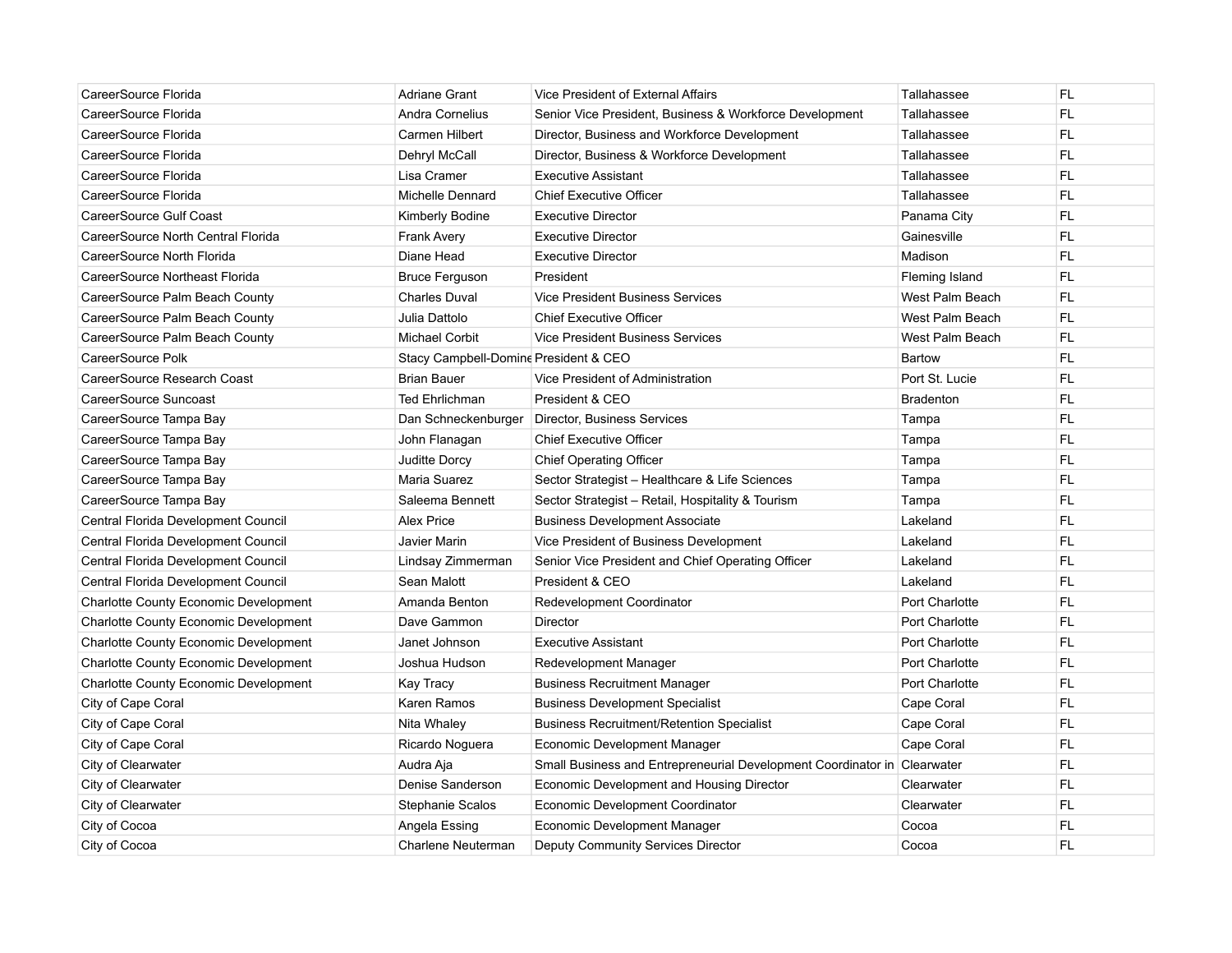| | | | | |
|---|---|---|---|---|
| CareerSource Florida | Adriane Grant | Vice President of External Affairs | Tallahassee | FL |
| CareerSource Florida | Andra Cornelius | Senior Vice President, Business & Workforce Development | Tallahassee | FL |
| CareerSource Florida | Carmen Hilbert | Director, Business and Workforce Development | Tallahassee | FL |
| CareerSource Florida | Dehryl McCall | Director, Business & Workforce Development | Tallahassee | FL |
| CareerSource Florida | Lisa Cramer | Executive Assistant | Tallahassee | FL |
| CareerSource Florida | Michelle Dennard | Chief Executive Officer | Tallahassee | FL |
| CareerSource Gulf Coast | Kimberly Bodine | Executive Director | Panama City | FL |
| CareerSource North Central Florida | Frank Avery | Executive Director | Gainesville | FL |
| CareerSource North Florida | Diane Head | Executive Director | Madison | FL |
| CareerSource Northeast Florida | Bruce Ferguson | President | Fleming Island | FL |
| CareerSource Palm Beach County | Charles Duval | Vice President Business Services | West Palm Beach | FL |
| CareerSource Palm Beach County | Julia Dattolo | Chief Executive Officer | West Palm Beach | FL |
| CareerSource Palm Beach County | Michael Corbit | Vice President Business Services | West Palm Beach | FL |
| CareerSource Polk | Stacy Campbell-Domine | President & CEO | Bartow | FL |
| CareerSource Research Coast | Brian Bauer | Vice President of Administration | Port St. Lucie | FL |
| CareerSource Suncoast | Ted Ehrlichman | President & CEO | Bradenton | FL |
| CareerSource Tampa Bay | Dan Schneckenburger | Director, Business Services | Tampa | FL |
| CareerSource Tampa Bay | John Flanagan | Chief Executive Officer | Tampa | FL |
| CareerSource Tampa Bay | Juditte Dorcy | Chief Operating Officer | Tampa | FL |
| CareerSource Tampa Bay | Maria Suarez | Sector Strategist – Healthcare & Life Sciences | Tampa | FL |
| CareerSource Tampa Bay | Saleema Bennett | Sector Strategist – Retail, Hospitality & Tourism | Tampa | FL |
| Central Florida Development Council | Alex Price | Business Development Associate | Lakeland | FL |
| Central Florida Development Council | Javier Marin | Vice President of Business Development | Lakeland | FL |
| Central Florida Development Council | Lindsay Zimmerman | Senior Vice President and Chief Operating Officer | Lakeland | FL |
| Central Florida Development Council | Sean Malott | President & CEO | Lakeland | FL |
| Charlotte County Economic Development | Amanda Benton | Redevelopment Coordinator | Port Charlotte | FL |
| Charlotte County Economic Development | Dave Gammon | Director | Port Charlotte | FL |
| Charlotte County Economic Development | Janet Johnson | Executive Assistant | Port Charlotte | FL |
| Charlotte County Economic Development | Joshua Hudson | Redevelopment Manager | Port Charlotte | FL |
| Charlotte County Economic Development | Kay Tracy | Business Recruitment Manager | Port Charlotte | FL |
| City of Cape Coral | Karen Ramos | Business Development Specialist | Cape Coral | FL |
| City of Cape Coral | Nita Whaley | Business Recruitment/Retention Specialist | Cape Coral | FL |
| City of Cape Coral | Ricardo Noguera | Economic Development Manager | Cape Coral | FL |
| City of Clearwater | Audra Aja | Small Business and Entrepreneurial Development Coordinator in | Clearwater | FL |
| City of Clearwater | Denise Sanderson | Economic Development and Housing Director | Clearwater | FL |
| City of Clearwater | Stephanie Scalos | Economic Development Coordinator | Clearwater | FL |
| City of Cocoa | Angela Essing | Economic Development Manager | Cocoa | FL |
| City of Cocoa | Charlene Neuterman | Deputy Community Services Director | Cocoa | FL |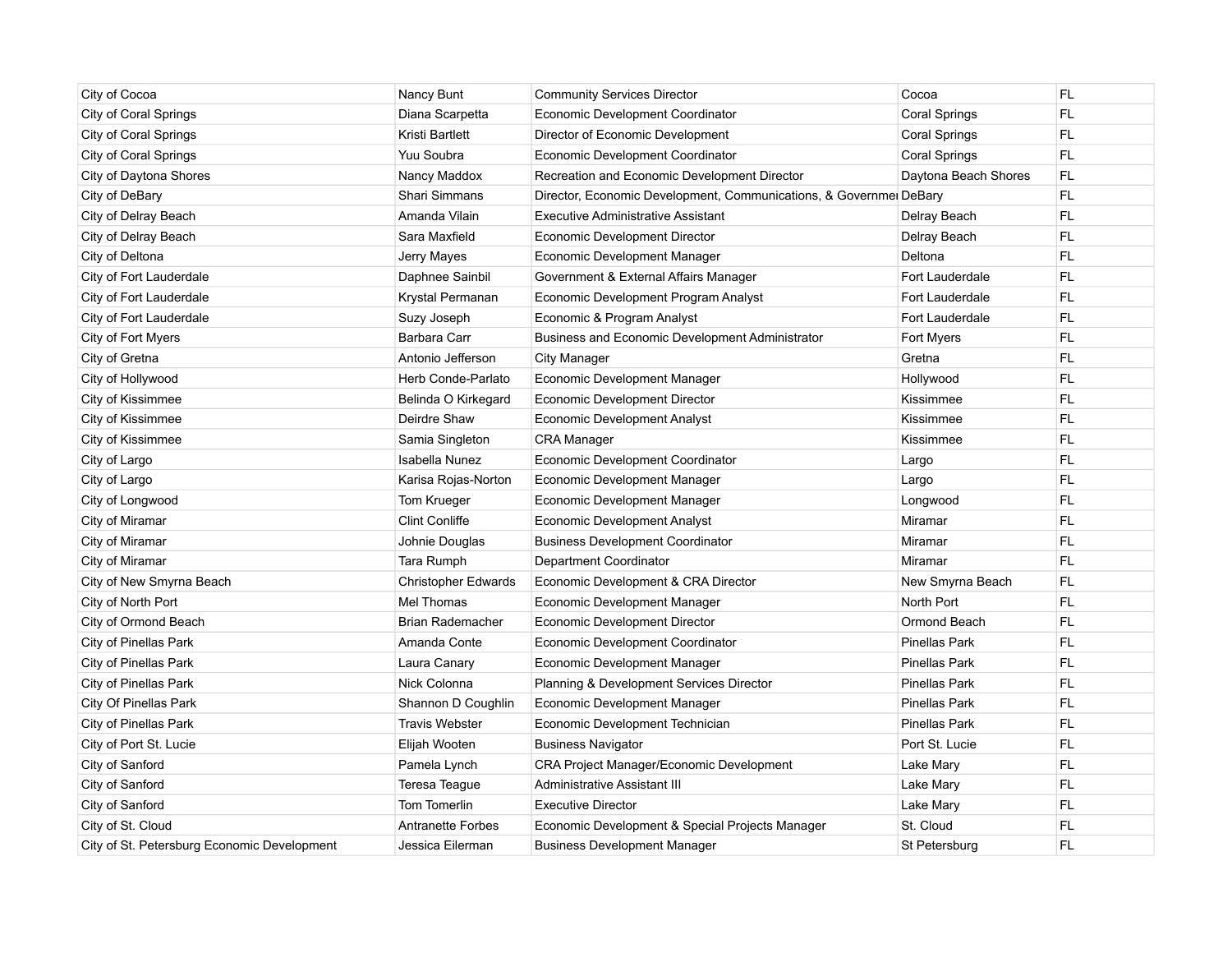| | | | | |
|---|---|---|---|---|
| City of Cocoa | Nancy Bunt | Community Services Director | Cocoa | FL |
| City of Coral Springs | Diana Scarpetta | Economic Development Coordinator | Coral Springs | FL |
| City of Coral Springs | Kristi Bartlett | Director of Economic Development | Coral Springs | FL |
| City of Coral Springs | Yuu Soubra | Economic Development Coordinator | Coral Springs | FL |
| City of Daytona Shores | Nancy Maddox | Recreation and Economic Development Director | Daytona Beach Shores | FL |
| City of DeBary | Shari Simmans | Director, Economic Development, Communications, & Governmei | DeBary | FL |
| City of Delray Beach | Amanda Vilain | Executive Administrative Assistant | Delray Beach | FL |
| City of Delray Beach | Sara Maxfield | Economic Development Director | Delray Beach | FL |
| City of Deltona | Jerry Mayes | Economic Development Manager | Deltona | FL |
| City of Fort Lauderdale | Daphnee Sainbil | Government & External Affairs Manager | Fort Lauderdale | FL |
| City of Fort Lauderdale | Krystal Permanan | Economic Development Program Analyst | Fort Lauderdale | FL |
| City of Fort Lauderdale | Suzy Joseph | Economic & Program Analyst | Fort Lauderdale | FL |
| City of Fort Myers | Barbara Carr | Business and Economic Development Administrator | Fort Myers | FL |
| City of Gretna | Antonio Jefferson | City Manager | Gretna | FL |
| City of Hollywood | Herb Conde-Parlato | Economic Development Manager | Hollywood | FL |
| City of Kissimmee | Belinda O Kirkegard | Economic Development Director | Kissimmee | FL |
| City of Kissimmee | Deirdre Shaw | Economic Development Analyst | Kissimmee | FL |
| City of Kissimmee | Samia Singleton | CRA Manager | Kissimmee | FL |
| City of Largo | Isabella Nunez | Economic Development Coordinator | Largo | FL |
| City of Largo | Karisa Rojas-Norton | Economic Development Manager | Largo | FL |
| City of Longwood | Tom Krueger | Economic Development Manager | Longwood | FL |
| City of Miramar | Clint Conliffe | Economic Development Analyst | Miramar | FL |
| City of Miramar | Johnie Douglas | Business Development Coordinator | Miramar | FL |
| City of Miramar | Tara Rumph | Department Coordinator | Miramar | FL |
| City of New Smyrna Beach | Christopher Edwards | Economic Development & CRA Director | New Smyrna Beach | FL |
| City of North Port | Mel Thomas | Economic Development Manager | North Port | FL |
| City of Ormond Beach | Brian Rademacher | Economic Development Director | Ormond Beach | FL |
| City of Pinellas Park | Amanda Conte | Economic Development Coordinator | Pinellas Park | FL |
| City of Pinellas Park | Laura Canary | Economic Development Manager | Pinellas Park | FL |
| City of Pinellas Park | Nick Colonna | Planning & Development Services Director | Pinellas Park | FL |
| City Of Pinellas Park | Shannon D Coughlin | Economic Development Manager | Pinellas Park | FL |
| City of Pinellas Park | Travis Webster | Economic Development Technician | Pinellas Park | FL |
| City of Port St. Lucie | Elijah Wooten | Business Navigator | Port St. Lucie | FL |
| City of Sanford | Pamela Lynch | CRA Project Manager/Economic Development | Lake Mary | FL |
| City of Sanford | Teresa Teague | Administrative Assistant III | Lake Mary | FL |
| City of Sanford | Tom Tomerlin | Executive Director | Lake Mary | FL |
| City of St. Cloud | Antranette Forbes | Economic Development & Special Projects Manager | St. Cloud | FL |
| City of St. Petersburg Economic Development | Jessica Eilerman | Business Development Manager | St Petersburg | FL |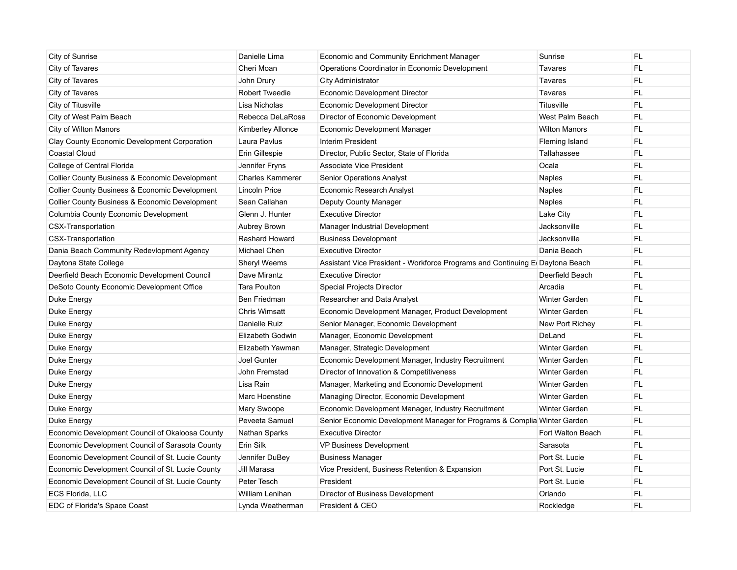| | | | | |
|---|---|---|---|---|
| City of Sunrise | Danielle Lima | Economic and Community Enrichment Manager | Sunrise | FL |
| City of Tavares | Cheri Moan | Operations Coordinator in Economic Development | Tavares | FL |
| City of Tavares | John Drury | City Administrator | Tavares | FL |
| City of Tavares | Robert Tweedie | Economic Development Director | Tavares | FL |
| City of Titusville | Lisa Nicholas | Economic Development Director | Titusville | FL |
| City of West Palm Beach | Rebecca DeLaRosa | Director of Economic Development | West Palm Beach | FL |
| City of Wilton Manors | Kimberley Allonce | Economic Development Manager | Wilton Manors | FL |
| Clay County Economic Development Corporation | Laura Pavlus | Interim President | Fleming Island | FL |
| Coastal Cloud | Erin Gillespie | Director, Public Sector, State of Florida | Tallahassee | FL |
| College of Central Florida | Jennifer Fryns | Associate Vice President | Ocala | FL |
| Collier County Business & Economic Development | Charles Kammerer | Senior Operations Analyst | Naples | FL |
| Collier County Business & Economic Development | Lincoln Price | Economic Research Analyst | Naples | FL |
| Collier County Business & Economic Development | Sean Callahan | Deputy County Manager | Naples | FL |
| Columbia County Economic Development | Glenn J. Hunter | Executive Director | Lake City | FL |
| CSX-Transportation | Aubrey Brown | Manager Industrial Development | Jacksonville | FL |
| CSX-Transportation | Rashard Howard | Business Development | Jacksonville | FL |
| Dania Beach Community Redevlopment Agency | Michael Chen | Executive Director | Dania Beach | FL |
| Daytona State College | Sheryl Weems | Assistant Vice President - Workforce Programs and Continuing E | Daytona Beach | FL |
| Deerfield Beach Economic Development Council | Dave Mirantz | Executive Director | Deerfield Beach | FL |
| DeSoto County Economic Development Office | Tara Poulton | Special Projects Director | Arcadia | FL |
| Duke Energy | Ben Friedman | Researcher and Data Analyst | Winter Garden | FL |
| Duke Energy | Chris Wimsatt | Economic Development Manager, Product Development | Winter Garden | FL |
| Duke Energy | Danielle Ruiz | Senior Manager, Economic Development | New Port Richey | FL |
| Duke Energy | Elizabeth Godwin | Manager, Economic Development | DeLand | FL |
| Duke Energy | Elizabeth Yawman | Manager, Strategic Development | Winter Garden | FL |
| Duke Energy | Joel Gunter | Economic Development Manager, Industry Recruitment | Winter Garden | FL |
| Duke Energy | John Fremstad | Director of Innovation & Competitiveness | Winter Garden | FL |
| Duke Energy | Lisa Rain | Manager, Marketing and Economic Development | Winter Garden | FL |
| Duke Energy | Marc Hoenstine | Managing Director, Economic Development | Winter Garden | FL |
| Duke Energy | Mary Swoope | Economic Development Manager, Industry Recruitment | Winter Garden | FL |
| Duke Energy | Peveeta Samuel | Senior Economic Development Manager for Programs & Complia | Winter Garden | FL |
| Economic Development Council of Okaloosa County | Nathan Sparks | Executive Director | Fort Walton Beach | FL |
| Economic Development Council of Sarasota County | Erin Silk | VP Business Development | Sarasota | FL |
| Economic Development Council of St. Lucie County | Jennifer DuBey | Business Manager | Port St. Lucie | FL |
| Economic Development Council of St. Lucie County | Jill Marasa | Vice President, Business Retention & Expansion | Port St. Lucie | FL |
| Economic Development Council of St. Lucie County | Peter Tesch | President | Port St. Lucie | FL |
| ECS Florida, LLC | William Lenihan | Director of Business Development | Orlando | FL |
| EDC of Florida's Space Coast | Lynda Weatherman | President & CEO | Rockledge | FL |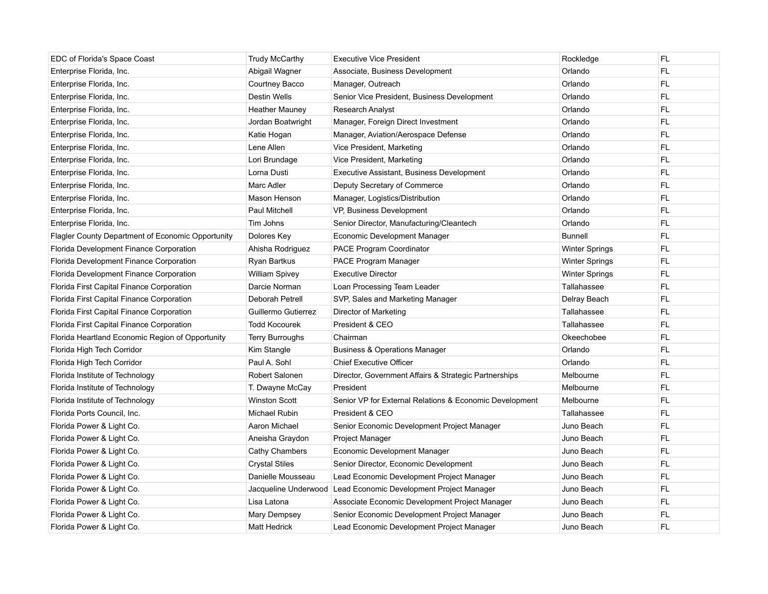| | | | | |
|---|---|---|---|---|
| EDC of Florida's Space Coast | Trudy McCarthy | Executive Vice President | Rockledge | FL |
| Enterprise Florida, Inc. | Abigail Wagner | Associate, Business Development | Orlando | FL |
| Enterprise Florida, Inc. | Courtney Bacco | Manager, Outreach | Orlando | FL |
| Enterprise Florida, Inc. | Destin Wells | Senior Vice President, Business Development | Orlando | FL |
| Enterprise Florida, Inc. | Heather Mauney | Research Analyst | Orlando | FL |
| Enterprise Florida, Inc. | Jordan Boatwright | Manager, Foreign Direct Investment | Orlando | FL |
| Enterprise Florida, Inc. | Katie Hogan | Manager, Aviation/Aerospace Defense | Orlando | FL |
| Enterprise Florida, Inc. | Lene Allen | Vice President, Marketing | Orlando | FL |
| Enterprise Florida, Inc. | Lori Brundage | Vice President, Marketing | Orlando | FL |
| Enterprise Florida, Inc. | Lorna Dusti | Executive Assistant, Business Development | Orlando | FL |
| Enterprise Florida, Inc. | Marc Adler | Deputy Secretary of Commerce | Orlando | FL |
| Enterprise Florida, Inc. | Mason Henson | Manager, Logistics/Distribution | Orlando | FL |
| Enterprise Florida, Inc. | Paul Mitchell | VP, Business Development | Orlando | FL |
| Enterprise Florida, Inc. | Tim Johns | Senior Director, Manufacturing/Cleantech | Orlando | FL |
| Flagler County Department of Economic Opportunity | Dolores Key | Economic Development Manager | Bunnell | FL |
| Florida Development Finance Corporation | Ahisha Rodriguez | PACE Program Coordinator | Winter Springs | FL |
| Florida Development Finance Corporation | Ryan Bartkus | PACE Program Manager | Winter Springs | FL |
| Florida Development Finance Corporation | William Spivey | Executive Director | Winter Springs | FL |
| Florida First Capital Finance Corporation | Darcie Norman | Loan Processing Team Leader | Tallahassee | FL |
| Florida First Capital Finance Corporation | Deborah Petrell | SVP, Sales and Marketing Manager | Delray Beach | FL |
| Florida First Capital Finance Corporation | Guillermo Gutierrez | Director of Marketing | Tallahassee | FL |
| Florida First Capital Finance Corporation | Todd Kocourek | President & CEO | Tallahassee | FL |
| Florida Heartland Economic Region of Opportunity | Terry Burroughs | Chairman | Okeechobee | FL |
| Florida High Tech Corridor | Kim Stangle | Business & Operations Manager | Orlando | FL |
| Florida High Tech Corridor | Paul A. Sohl | Chief Executive Officer | Orlando | FL |
| Florida Institute of Technology | Robert Salonen | Director, Government Affairs & Strategic Partnerships | Melbourne | FL |
| Florida Institute of Technology | T. Dwayne McCay | President | Melbourne | FL |
| Florida Institute of Technology | Winston Scott | Senior VP for External Relations & Economic Development | Melbourne | FL |
| Florida Ports Council, Inc. | Michael Rubin | President & CEO | Tallahassee | FL |
| Florida Power & Light Co. | Aaron Michael | Senior Economic Development Project Manager | Juno Beach | FL |
| Florida Power & Light Co. | Aneisha Graydon | Project Manager | Juno Beach | FL |
| Florida Power & Light Co. | Cathy Chambers | Economic Development Manager | Juno Beach | FL |
| Florida Power & Light Co. | Crystal Stiles | Senior Director, Economic Development | Juno Beach | FL |
| Florida Power & Light Co. | Danielle Mousseau | Lead Economic Development Project Manager | Juno Beach | FL |
| Florida Power & Light Co. | Jacqueline Underwood | Lead Economic Development Project Manager | Juno Beach | FL |
| Florida Power & Light Co. | Lisa Latona | Associate Economic Development Project Manager | Juno Beach | FL |
| Florida Power & Light Co. | Mary Dempsey | Senior Economic Development Project Manager | Juno Beach | FL |
| Florida Power & Light Co. | Matt Hedrick | Lead Economic Development Project Manager | Juno Beach | FL |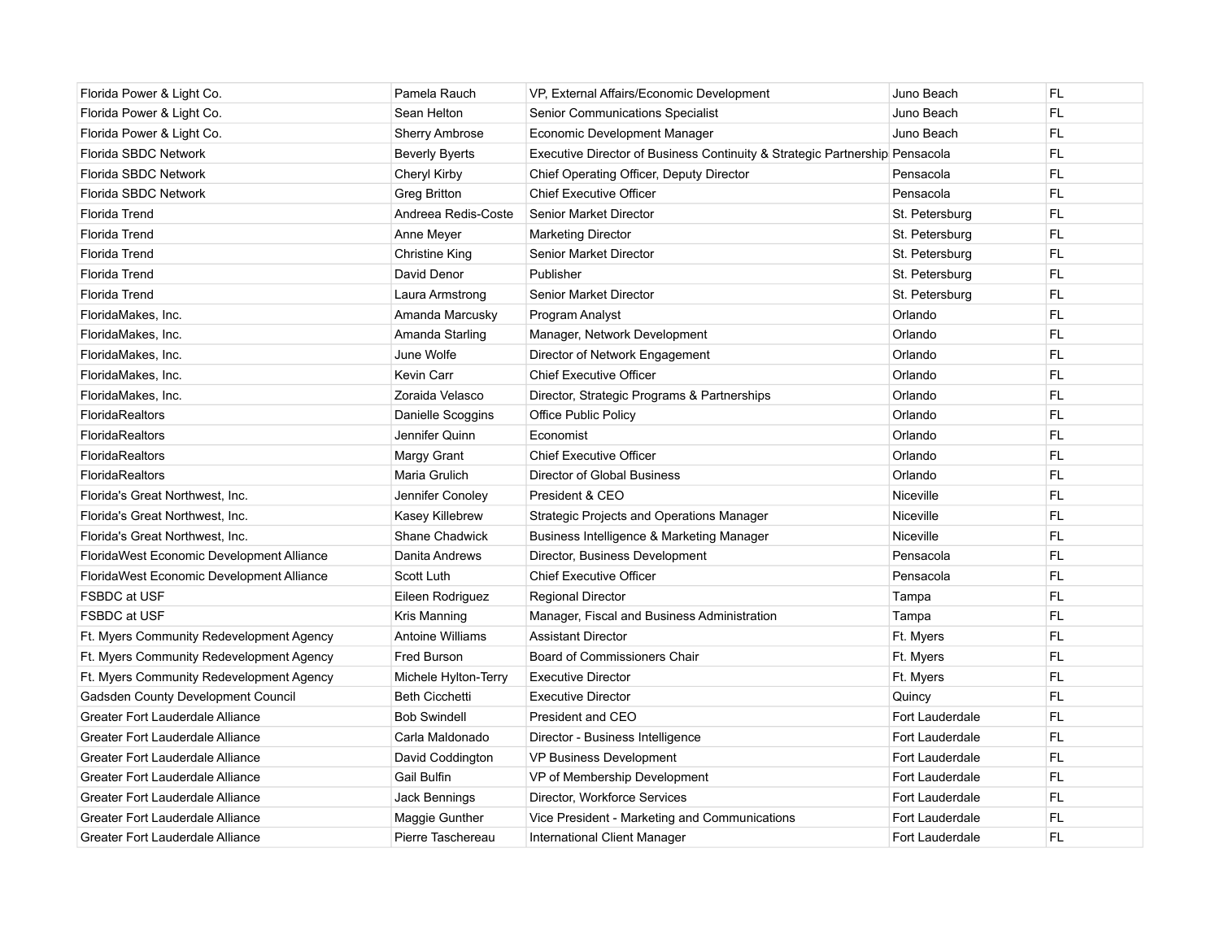| | | | | |
|---|---|---|---|---|
| Florida Power & Light Co. | Pamela Rauch | VP, External Affairs/Economic Development | Juno Beach | FL |
| Florida Power & Light Co. | Sean Helton | Senior Communications Specialist | Juno Beach | FL |
| Florida Power & Light Co. | Sherry Ambrose | Economic Development Manager | Juno Beach | FL |
| Florida SBDC Network | Beverly Byerts | Executive Director of Business Continuity & Strategic Partnership | Pensacola | FL |
| Florida SBDC Network | Cheryl Kirby | Chief Operating Officer, Deputy Director | Pensacola | FL |
| Florida SBDC Network | Greg Britton | Chief Executive Officer | Pensacola | FL |
| Florida Trend | Andreea Redis-Coste | Senior Market Director | St. Petersburg | FL |
| Florida Trend | Anne Meyer | Marketing Director | St. Petersburg | FL |
| Florida Trend | Christine King | Senior Market Director | St. Petersburg | FL |
| Florida Trend | David Denor | Publisher | St. Petersburg | FL |
| Florida Trend | Laura Armstrong | Senior Market Director | St. Petersburg | FL |
| FloridaMakes, Inc. | Amanda Marcusky | Program Analyst | Orlando | FL |
| FloridaMakes, Inc. | Amanda Starling | Manager, Network Development | Orlando | FL |
| FloridaMakes, Inc. | June Wolfe | Director of Network Engagement | Orlando | FL |
| FloridaMakes, Inc. | Kevin Carr | Chief Executive Officer | Orlando | FL |
| FloridaMakes, Inc. | Zoraida Velasco | Director, Strategic Programs & Partnerships | Orlando | FL |
| FloridaRealtors | Danielle Scoggins | Office Public Policy | Orlando | FL |
| FloridaRealtors | Jennifer Quinn | Economist | Orlando | FL |
| FloridaRealtors | Margy Grant | Chief Executive Officer | Orlando | FL |
| FloridaRealtors | Maria Grulich | Director of Global Business | Orlando | FL |
| Florida's Great Northwest, Inc. | Jennifer Conoley | President & CEO | Niceville | FL |
| Florida's Great Northwest, Inc. | Kasey Killebrew | Strategic Projects and Operations Manager | Niceville | FL |
| Florida's Great Northwest, Inc. | Shane Chadwick | Business Intelligence & Marketing Manager | Niceville | FL |
| FloridaWest Economic Development Alliance | Danita Andrews | Director, Business Development | Pensacola | FL |
| FloridaWest Economic Development Alliance | Scott Luth | Chief Executive Officer | Pensacola | FL |
| FSBDC at USF | Eileen Rodriguez | Regional Director | Tampa | FL |
| FSBDC at USF | Kris Manning | Manager, Fiscal and Business Administration | Tampa | FL |
| Ft. Myers Community Redevelopment Agency | Antoine Williams | Assistant Director | Ft. Myers | FL |
| Ft. Myers Community Redevelopment Agency | Fred Burson | Board of Commissioners Chair | Ft. Myers | FL |
| Ft. Myers Community Redevelopment Agency | Michele Hylton-Terry | Executive Director | Ft. Myers | FL |
| Gadsden County Development Council | Beth Cicchetti | Executive Director | Quincy | FL |
| Greater Fort Lauderdale Alliance | Bob Swindell | President and CEO | Fort Lauderdale | FL |
| Greater Fort Lauderdale Alliance | Carla Maldonado | Director - Business Intelligence | Fort Lauderdale | FL |
| Greater Fort Lauderdale Alliance | David Coddington | VP Business Development | Fort Lauderdale | FL |
| Greater Fort Lauderdale Alliance | Gail Bulfin | VP of Membership Development | Fort Lauderdale | FL |
| Greater Fort Lauderdale Alliance | Jack Bennings | Director, Workforce Services | Fort Lauderdale | FL |
| Greater Fort Lauderdale Alliance | Maggie Gunther | Vice President - Marketing and Communications | Fort Lauderdale | FL |
| Greater Fort Lauderdale Alliance | Pierre Taschereau | International Client Manager | Fort Lauderdale | FL |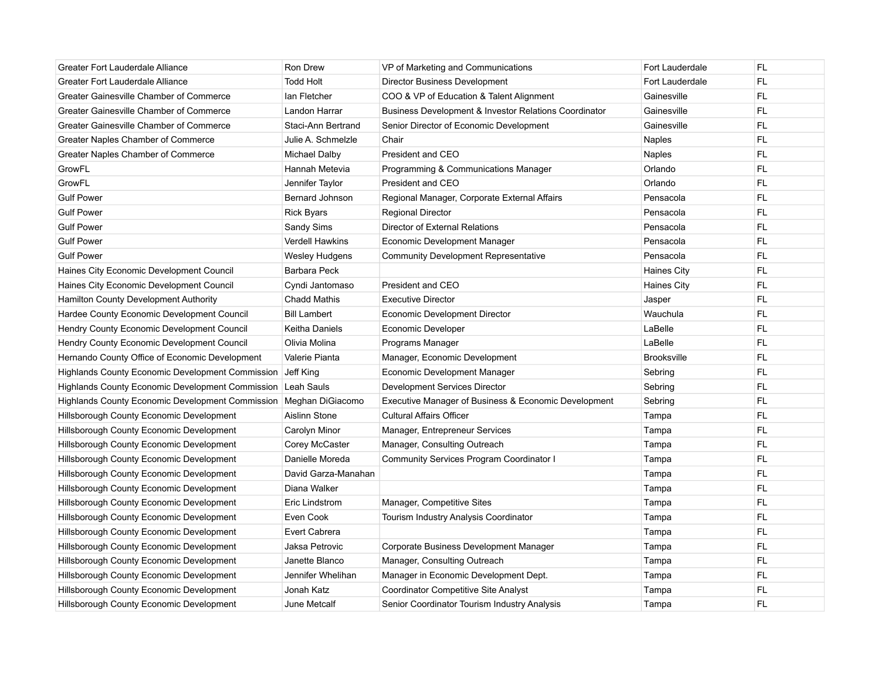| | | | | |
|---|---|---|---|---|
| Greater Fort Lauderdale Alliance | Ron Drew | VP of Marketing and Communications | Fort Lauderdale | FL |
| Greater Fort Lauderdale Alliance | Todd Holt | Director Business Development | Fort Lauderdale | FL |
| Greater Gainesville Chamber of Commerce | Ian Fletcher | COO & VP of Education & Talent Alignment | Gainesville | FL |
| Greater Gainesville Chamber of Commerce | Landon Harrar | Business Development & Investor Relations Coordinator | Gainesville | FL |
| Greater Gainesville Chamber of Commerce | Staci-Ann Bertrand | Senior Director of Economic Development | Gainesville | FL |
| Greater Naples Chamber of Commerce | Julie A. Schmelzle | Chair | Naples | FL |
| Greater Naples Chamber of Commerce | Michael Dalby | President and CEO | Naples | FL |
| GrowFL | Hannah Metevia | Programming & Communications Manager | Orlando | FL |
| GrowFL | Jennifer Taylor | President and CEO | Orlando | FL |
| Gulf Power | Bernard Johnson | Regional Manager, Corporate External Affairs | Pensacola | FL |
| Gulf Power | Rick Byars | Regional Director | Pensacola | FL |
| Gulf Power | Sandy Sims | Director of External Relations | Pensacola | FL |
| Gulf Power | Verdell Hawkins | Economic Development Manager | Pensacola | FL |
| Gulf Power | Wesley Hudgens | Community Development Representative | Pensacola | FL |
| Haines City Economic Development Council | Barbara Peck | | Haines City | FL |
| Haines City Economic Development Council | Cyndi Jantomaso | President and CEO | Haines City | FL |
| Hamilton County Development Authority | Chadd Mathis | Executive Director | Jasper | FL |
| Hardee County Economic Development Council | Bill Lambert | Economic Development Director | Wauchula | FL |
| Hendry County Economic Development Council | Keitha Daniels | Economic Developer | LaBelle | FL |
| Hendry County Economic Development Council | Olivia Molina | Programs Manager | LaBelle | FL |
| Hernando County Office of Economic Development | Valerie Pianta | Manager, Economic Development | Brooksville | FL |
| Highlands County Economic Development Commission | Jeff King | Economic Development Manager | Sebring | FL |
| Highlands County Economic Development Commission | Leah Sauls | Development Services Director | Sebring | FL |
| Highlands County Economic Development Commission | Meghan DiGiacomo | Executive Manager of Business & Economic Development | Sebring | FL |
| Hillsborough County Economic Development | Aislinn Stone | Cultural Affairs Officer | Tampa | FL |
| Hillsborough County Economic Development | Carolyn Minor | Manager, Entrepreneur Services | Tampa | FL |
| Hillsborough County Economic Development | Corey McCaster | Manager, Consulting Outreach | Tampa | FL |
| Hillsborough County Economic Development | Danielle Moreda | Community Services Program Coordinator I | Tampa | FL |
| Hillsborough County Economic Development | David Garza-Manahan | | Tampa | FL |
| Hillsborough County Economic Development | Diana Walker | | Tampa | FL |
| Hillsborough County Economic Development | Eric Lindstrom | Manager, Competitive Sites | Tampa | FL |
| Hillsborough County Economic Development | Even Cook | Tourism Industry Analysis Coordinator | Tampa | FL |
| Hillsborough County Economic Development | Evert Cabrera | | Tampa | FL |
| Hillsborough County Economic Development | Jaksa Petrovic | Corporate Business Development Manager | Tampa | FL |
| Hillsborough County Economic Development | Janette Blanco | Manager, Consulting Outreach | Tampa | FL |
| Hillsborough County Economic Development | Jennifer Whelihan | Manager in Economic Development Dept. | Tampa | FL |
| Hillsborough County Economic Development | Jonah Katz | Coordinator Competitive Site Analyst | Tampa | FL |
| Hillsborough County Economic Development | June Metcalf | Senior Coordinator Tourism Industry Analysis | Tampa | FL |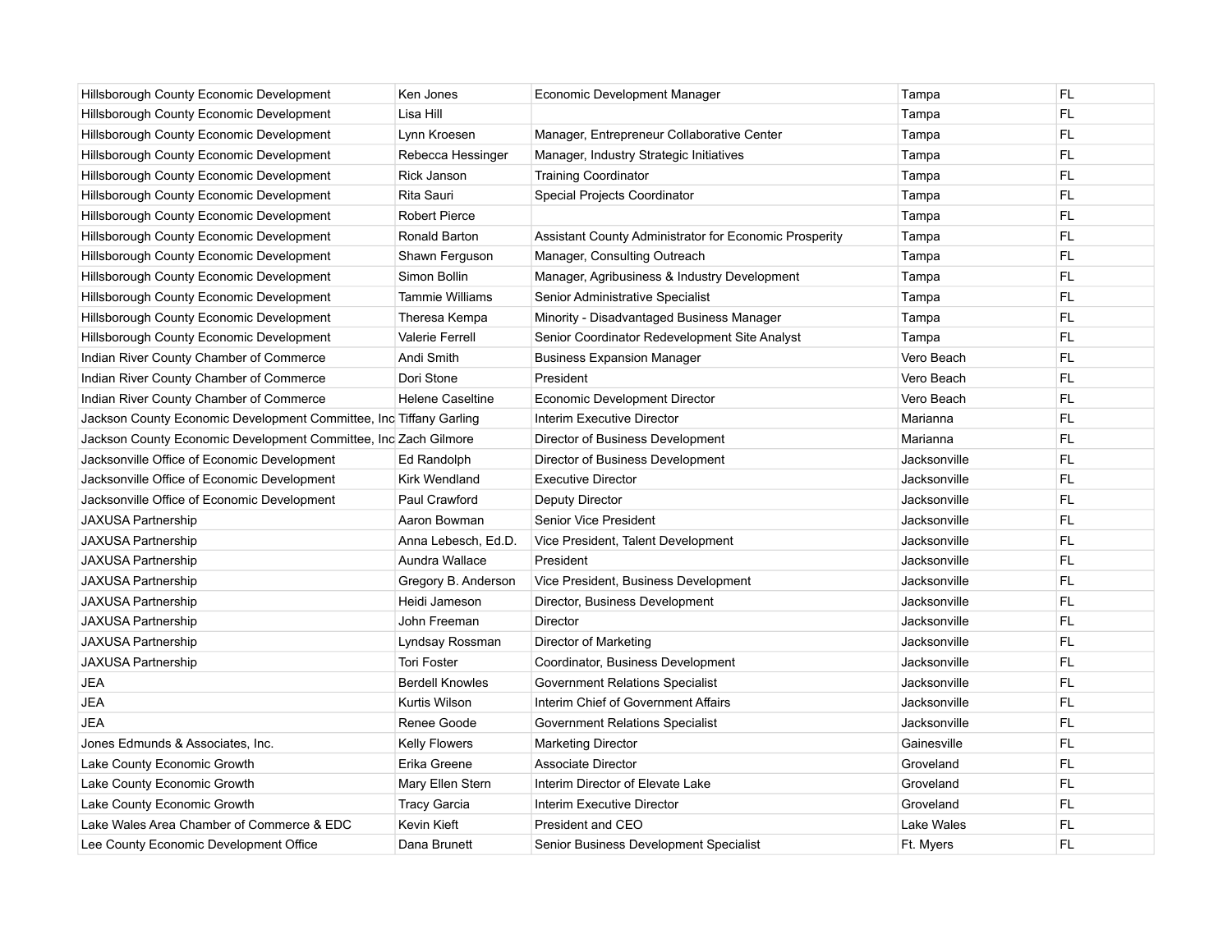| | | | | |
|---|---|---|---|---|
| Hillsborough County Economic Development | Ken Jones | Economic Development Manager | Tampa | FL |
| Hillsborough County Economic Development | Lisa Hill | | Tampa | FL |
| Hillsborough County Economic Development | Lynn Kroesen | Manager, Entrepreneur Collaborative Center | Tampa | FL |
| Hillsborough County Economic Development | Rebecca Hessinger | Manager, Industry Strategic Initiatives | Tampa | FL |
| Hillsborough County Economic Development | Rick Janson | Training Coordinator | Tampa | FL |
| Hillsborough County Economic Development | Rita Sauri | Special Projects Coordinator | Tampa | FL |
| Hillsborough County Economic Development | Robert Pierce | | Tampa | FL |
| Hillsborough County Economic Development | Ronald Barton | Assistant County Administrator for Economic Prosperity | Tampa | FL |
| Hillsborough County Economic Development | Shawn Ferguson | Manager, Consulting Outreach | Tampa | FL |
| Hillsborough County Economic Development | Simon Bollin | Manager, Agribusiness & Industry Development | Tampa | FL |
| Hillsborough County Economic Development | Tammie Williams | Senior Administrative Specialist | Tampa | FL |
| Hillsborough County Economic Development | Theresa Kempa | Minority - Disadvantaged Business Manager | Tampa | FL |
| Hillsborough County Economic Development | Valerie Ferrell | Senior Coordinator Redevelopment Site Analyst | Tampa | FL |
| Indian River County Chamber of Commerce | Andi Smith | Business Expansion Manager | Vero Beach | FL |
| Indian River County Chamber of Commerce | Dori Stone | President | Vero Beach | FL |
| Indian River County Chamber of Commerce | Helene Caseltine | Economic Development Director | Vero Beach | FL |
| Jackson County Economic Development Committee, Inc | Tiffany Garling | Interim Executive Director | Marianna | FL |
| Jackson County Economic Development Committee, Inc | Zach Gilmore | Director of Business Development | Marianna | FL |
| Jacksonville Office of Economic Development | Ed Randolph | Director of Business Development | Jacksonville | FL |
| Jacksonville Office of Economic Development | Kirk Wendland | Executive Director | Jacksonville | FL |
| Jacksonville Office of Economic Development | Paul Crawford | Deputy Director | Jacksonville | FL |
| JAXUSA Partnership | Aaron Bowman | Senior Vice President | Jacksonville | FL |
| JAXUSA Partnership | Anna Lebesch, Ed.D. | Vice President, Talent Development | Jacksonville | FL |
| JAXUSA Partnership | Aundra Wallace | President | Jacksonville | FL |
| JAXUSA Partnership | Gregory B. Anderson | Vice President, Business Development | Jacksonville | FL |
| JAXUSA Partnership | Heidi Jameson | Director, Business Development | Jacksonville | FL |
| JAXUSA Partnership | John Freeman | Director | Jacksonville | FL |
| JAXUSA Partnership | Lyndsay Rossman | Director of Marketing | Jacksonville | FL |
| JAXUSA Partnership | Tori Foster | Coordinator, Business Development | Jacksonville | FL |
| JEA | Berdell Knowles | Government Relations Specialist | Jacksonville | FL |
| JEA | Kurtis Wilson | Interim Chief of Government Affairs | Jacksonville | FL |
| JEA | Renee Goode | Government Relations Specialist | Jacksonville | FL |
| Jones Edmunds & Associates, Inc. | Kelly Flowers | Marketing Director | Gainesville | FL |
| Lake County Economic Growth | Erika Greene | Associate Director | Groveland | FL |
| Lake County Economic Growth | Mary Ellen Stern | Interim Director of Elevate Lake | Groveland | FL |
| Lake County Economic Growth | Tracy Garcia | Interim Executive Director | Groveland | FL |
| Lake Wales Area Chamber of Commerce & EDC | Kevin Kieft | President and CEO | Lake Wales | FL |
| Lee County Economic Development Office | Dana Brunett | Senior Business Development Specialist | Ft. Myers | FL |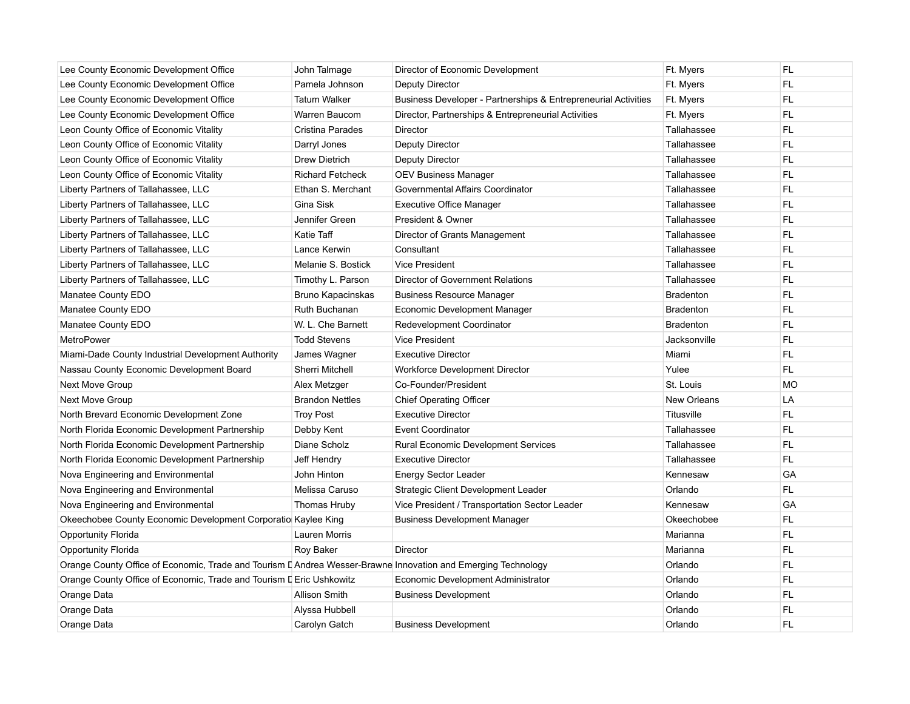| | | | | |
|---|---|---|---|---|
| Lee County Economic Development Office | John Talmage | Director of Economic Development | Ft. Myers | FL |
| Lee County Economic Development Office | Pamela Johnson | Deputy Director | Ft. Myers | FL |
| Lee County Economic Development Office | Tatum Walker | Business Developer - Partnerships & Entrepreneurial Activities | Ft. Myers | FL |
| Lee County Economic Development Office | Warren Baucom | Director, Partnerships & Entrepreneurial Activities | Ft. Myers | FL |
| Leon County Office of Economic Vitality | Cristina Parades | Director | Tallahassee | FL |
| Leon County Office of Economic Vitality | Darryl Jones | Deputy Director | Tallahassee | FL |
| Leon County Office of Economic Vitality | Drew Dietrich | Deputy Director | Tallahassee | FL |
| Leon County Office of Economic Vitality | Richard Fetcheck | OEV Business Manager | Tallahassee | FL |
| Liberty Partners of Tallahassee, LLC | Ethan S. Merchant | Governmental Affairs Coordinator | Tallahassee | FL |
| Liberty Partners of Tallahassee, LLC | Gina Sisk | Executive Office Manager | Tallahassee | FL |
| Liberty Partners of Tallahassee, LLC | Jennifer Green | President & Owner | Tallahassee | FL |
| Liberty Partners of Tallahassee, LLC | Katie Taff | Director of Grants Management | Tallahassee | FL |
| Liberty Partners of Tallahassee, LLC | Lance Kerwin | Consultant | Tallahassee | FL |
| Liberty Partners of Tallahassee, LLC | Melanie S. Bostick | Vice President | Tallahassee | FL |
| Liberty Partners of Tallahassee, LLC | Timothy L. Parson | Director of Government Relations | Tallahassee | FL |
| Manatee County EDO | Bruno Kapacinskas | Business Resource Manager | Bradenton | FL |
| Manatee County EDO | Ruth Buchanan | Economic Development Manager | Bradenton | FL |
| Manatee County EDO | W. L. Che Barnett | Redevelopment Coordinator | Bradenton | FL |
| MetroPower | Todd Stevens | Vice President | Jacksonville | FL |
| Miami-Dade County Industrial Development Authority | James Wagner | Executive Director | Miami | FL |
| Nassau County Economic Development Board | Sherri Mitchell | Workforce Development Director | Yulee | FL |
| Next Move Group | Alex Metzger | Co-Founder/President | St. Louis | MO |
| Next Move Group | Brandon Nettles | Chief Operating Officer | New Orleans | LA |
| North Brevard Economic Development Zone | Troy Post | Executive Director | Titusville | FL |
| North Florida Economic Development Partnership | Debby Kent | Event Coordinator | Tallahassee | FL |
| North Florida Economic Development Partnership | Diane Scholz | Rural Economic Development Services | Tallahassee | FL |
| North Florida Economic Development Partnership | Jeff Hendry | Executive Director | Tallahassee | FL |
| Nova Engineering and Environmental | John Hinton | Energy Sector Leader | Kennesaw | GA |
| Nova Engineering and Environmental | Melissa Caruso | Strategic Client Development Leader | Orlando | FL |
| Nova Engineering and Environmental | Thomas Hruby | Vice President / Transportation Sector Leader | Kennesaw | GA |
| Okeechobee County Economic Development Corporatio | Kaylee King | Business Development Manager | Okeechobee | FL |
| Opportunity Florida | Lauren Morris | | Marianna | FL |
| Opportunity Florida | Roy Baker | Director | Marianna | FL |
| Orange County Office of Economic, Trade and Tourism D | Andrea Wesser-Brawne | Innovation and Emerging Technology | Orlando | FL |
| Orange County Office of Economic, Trade and Tourism D | Eric Ushkowitz | Economic Development Administrator | Orlando | FL |
| Orange Data | Allison Smith | Business Development | Orlando | FL |
| Orange Data | Alyssa Hubbell | | Orlando | FL |
| Orange Data | Carolyn Gatch | Business Development | Orlando | FL |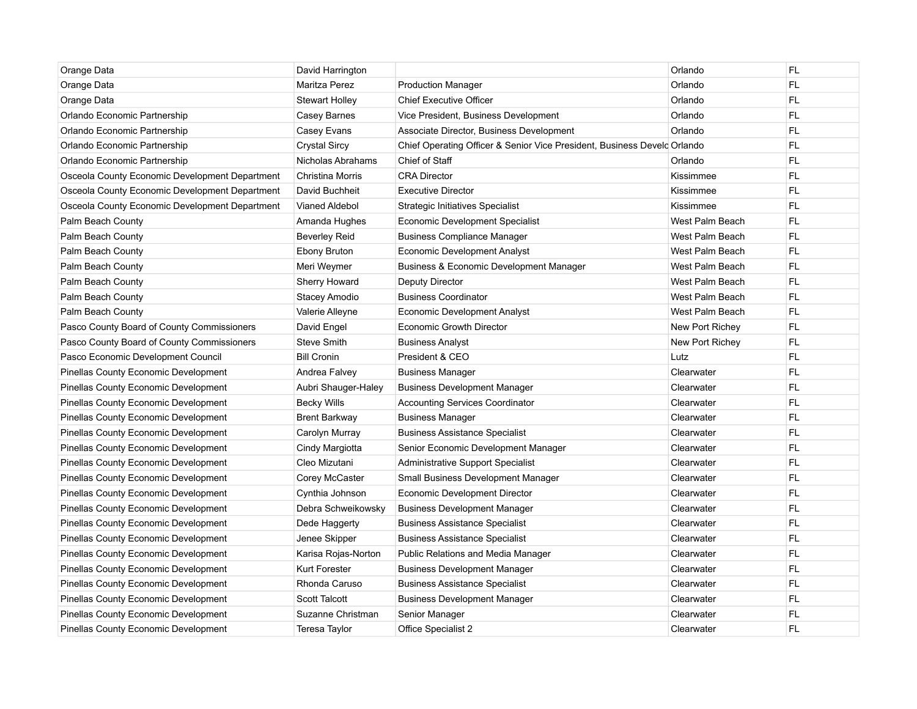| | | | | |
|---|---|---|---|---|
| Orange Data | David Harrington | | Orlando | FL |
| Orange Data | Maritza Perez | Production Manager | Orlando | FL |
| Orange Data | Stewart Holley | Chief Executive Officer | Orlando | FL |
| Orlando Economic Partnership | Casey Barnes | Vice President, Business Development | Orlando | FL |
| Orlando Economic Partnership | Casey Evans | Associate Director, Business Development | Orlando | FL |
| Orlando Economic Partnership | Crystal Sircy | Chief Operating Officer & Senior Vice President, Business Develo | Orlando | FL |
| Orlando Economic Partnership | Nicholas Abrahams | Chief of Staff | Orlando | FL |
| Osceola County Economic Development Department | Christina Morris | CRA Director | Kissimmee | FL |
| Osceola County Economic Development Department | David Buchheit | Executive Director | Kissimmee | FL |
| Osceola County Economic Development Department | Vianed Aldebol | Strategic Initiatives Specialist | Kissimmee | FL |
| Palm Beach County | Amanda Hughes | Economic Development Specialist | West Palm Beach | FL |
| Palm Beach County | Beverley Reid | Business Compliance Manager | West Palm Beach | FL |
| Palm Beach County | Ebony Bruton | Economic Development Analyst | West Palm Beach | FL |
| Palm Beach County | Meri Weymer | Business & Economic Development Manager | West Palm Beach | FL |
| Palm Beach County | Sherry Howard | Deputy Director | West Palm Beach | FL |
| Palm Beach County | Stacey Amodio | Business Coordinator | West Palm Beach | FL |
| Palm Beach County | Valerie Alleyne | Economic Development Analyst | West Palm Beach | FL |
| Pasco County Board of County Commissioners | David Engel | Economic Growth Director | New Port Richey | FL |
| Pasco County Board of County Commissioners | Steve Smith | Business Analyst | New Port Richey | FL |
| Pasco Economic Development Council | Bill Cronin | President & CEO | Lutz | FL |
| Pinellas County Economic Development | Andrea Falvey | Business Manager | Clearwater | FL |
| Pinellas County Economic Development | Aubri Shauger-Haley | Business Development Manager | Clearwater | FL |
| Pinellas County Economic Development | Becky Wills | Accounting Services Coordinator | Clearwater | FL |
| Pinellas County Economic Development | Brent Barkway | Business Manager | Clearwater | FL |
| Pinellas County Economic Development | Carolyn Murray | Business Assistance Specialist | Clearwater | FL |
| Pinellas County Economic Development | Cindy Margiotta | Senior Economic Development Manager | Clearwater | FL |
| Pinellas County Economic Development | Cleo Mizutani | Administrative Support Specialist | Clearwater | FL |
| Pinellas County Economic Development | Corey McCaster | Small Business Development Manager | Clearwater | FL |
| Pinellas County Economic Development | Cynthia Johnson | Economic Development Director | Clearwater | FL |
| Pinellas County Economic Development | Debra Schweikowsky | Business Development Manager | Clearwater | FL |
| Pinellas County Economic Development | Dede Haggerty | Business Assistance Specialist | Clearwater | FL |
| Pinellas County Economic Development | Jenee Skipper | Business Assistance Specialist | Clearwater | FL |
| Pinellas County Economic Development | Karisa Rojas-Norton | Public Relations and Media Manager | Clearwater | FL |
| Pinellas County Economic Development | Kurt Forester | Business Development Manager | Clearwater | FL |
| Pinellas County Economic Development | Rhonda Caruso | Business Assistance Specialist | Clearwater | FL |
| Pinellas County Economic Development | Scott Talcott | Business Development Manager | Clearwater | FL |
| Pinellas County Economic Development | Suzanne Christman | Senior Manager | Clearwater | FL |
| Pinellas County Economic Development | Teresa Taylor | Office Specialist 2 | Clearwater | FL |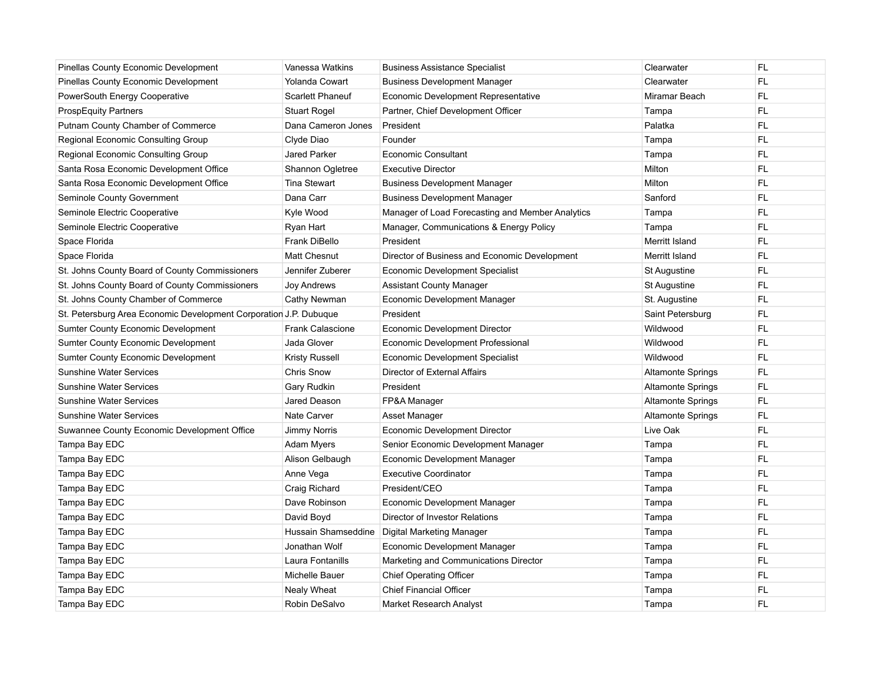| | | | | |
|---|---|---|---|---|
| Pinellas County Economic Development | Vanessa Watkins | Business Assistance Specialist | Clearwater | FL |
| Pinellas County Economic Development | Yolanda Cowart | Business Development Manager | Clearwater | FL |
| PowerSouth Energy Cooperative | Scarlett Phaneuf | Economic Development Representative | Miramar Beach | FL |
| ProspEquity Partners | Stuart Rogel | Partner, Chief Development Officer | Tampa | FL |
| Putnam County Chamber of Commerce | Dana Cameron Jones | President | Palatka | FL |
| Regional Economic Consulting Group | Clyde Diao | Founder | Tampa | FL |
| Regional Economic Consulting Group | Jared Parker | Economic Consultant | Tampa | FL |
| Santa Rosa Economic Development Office | Shannon Ogletree | Executive Director | Milton | FL |
| Santa Rosa Economic Development Office | Tina Stewart | Business Development Manager | Milton | FL |
| Seminole County Government | Dana Carr | Business Development Manager | Sanford | FL |
| Seminole Electric Cooperative | Kyle Wood | Manager of Load Forecasting and Member Analytics | Tampa | FL |
| Seminole Electric Cooperative | Ryan Hart | Manager, Communications & Energy Policy | Tampa | FL |
| Space Florida | Frank DiBello | President | Merritt Island | FL |
| Space Florida | Matt Chesnut | Director of Business and Economic Development | Merritt Island | FL |
| St. Johns County Board of County Commissioners | Jennifer Zuberer | Economic Development Specialist | St Augustine | FL |
| St. Johns County Board of County Commissioners | Joy Andrews | Assistant County Manager | St Augustine | FL |
| St. Johns County Chamber of Commerce | Cathy Newman | Economic Development Manager | St. Augustine | FL |
| St. Petersburg Area Economic Development Corporation | J.P. Dubuque | President | Saint Petersburg | FL |
| Sumter County Economic Development | Frank Calascione | Economic Development Director | Wildwood | FL |
| Sumter County Economic Development | Jada Glover | Economic Development Professional | Wildwood | FL |
| Sumter County Economic Development | Kristy Russell | Economic Development Specialist | Wildwood | FL |
| Sunshine Water Services | Chris Snow | Director of External Affairs | Altamonte Springs | FL |
| Sunshine Water Services | Gary Rudkin | President | Altamonte Springs | FL |
| Sunshine Water Services | Jared Deason | FP&A Manager | Altamonte Springs | FL |
| Sunshine Water Services | Nate Carver | Asset Manager | Altamonte Springs | FL |
| Suwannee County Economic Development Office | Jimmy Norris | Economic Development Director | Live Oak | FL |
| Tampa Bay EDC | Adam Myers | Senior Economic Development Manager | Tampa | FL |
| Tampa Bay EDC | Alison Gelbaugh | Economic Development Manager | Tampa | FL |
| Tampa Bay EDC | Anne Vega | Executive Coordinator | Tampa | FL |
| Tampa Bay EDC | Craig Richard | President/CEO | Tampa | FL |
| Tampa Bay EDC | Dave Robinson | Economic Development Manager | Tampa | FL |
| Tampa Bay EDC | David Boyd | Director of Investor Relations | Tampa | FL |
| Tampa Bay EDC | Hussain Shamseddine | Digital Marketing Manager | Tampa | FL |
| Tampa Bay EDC | Jonathan Wolf | Economic Development Manager | Tampa | FL |
| Tampa Bay EDC | Laura Fontanills | Marketing and Communications Director | Tampa | FL |
| Tampa Bay EDC | Michelle Bauer | Chief Operating Officer | Tampa | FL |
| Tampa Bay EDC | Nealy Wheat | Chief Financial Officer | Tampa | FL |
| Tampa Bay EDC | Robin DeSalvo | Market Research Analyst | Tampa | FL |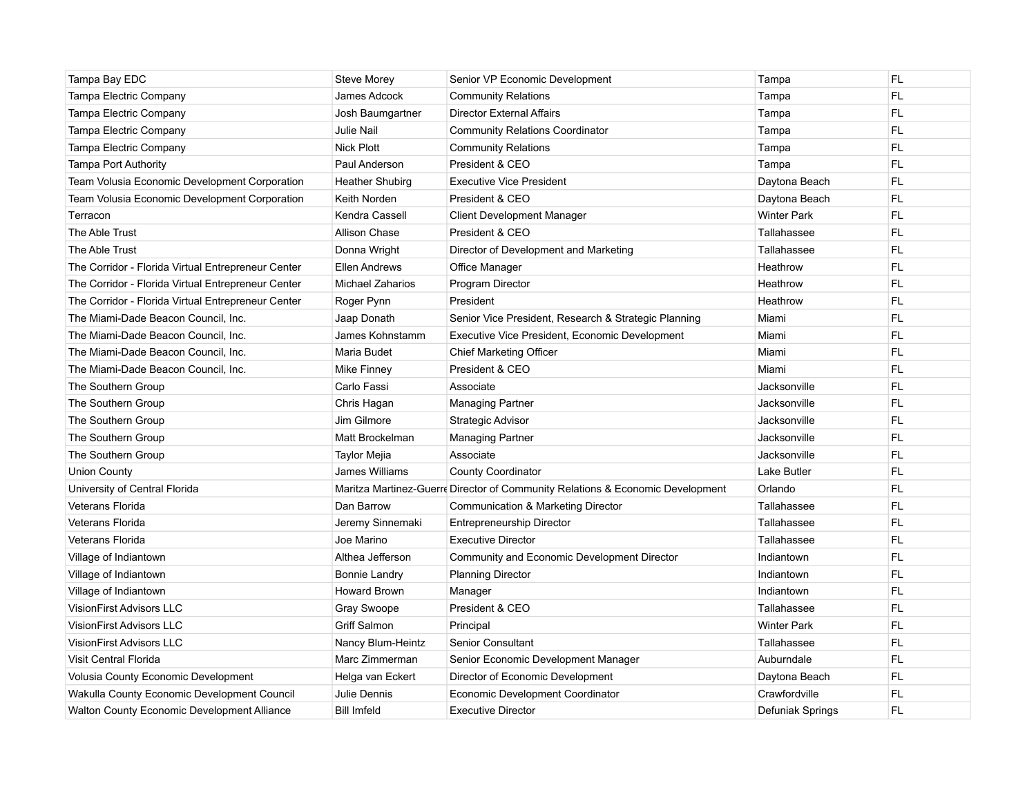| | | | | |
|---|---|---|---|---|
| Tampa Bay EDC | Steve Morey | Senior VP Economic Development | Tampa | FL |
| Tampa Electric Company | James Adcock | Community Relations | Tampa | FL |
| Tampa Electric Company | Josh Baumgartner | Director External Affairs | Tampa | FL |
| Tampa Electric Company | Julie Nail | Community Relations Coordinator | Tampa | FL |
| Tampa Electric Company | Nick Plott | Community Relations | Tampa | FL |
| Tampa Port Authority | Paul Anderson | President & CEO | Tampa | FL |
| Team Volusia Economic Development Corporation | Heather Shubirg | Executive Vice President | Daytona Beach | FL |
| Team Volusia Economic Development Corporation | Keith Norden | President & CEO | Daytona Beach | FL |
| Terracon | Kendra Cassell | Client Development Manager | Winter Park | FL |
| The Able Trust | Allison Chase | President & CEO | Tallahassee | FL |
| The Able Trust | Donna Wright | Director of Development and Marketing | Tallahassee | FL |
| The Corridor - Florida Virtual Entrepreneur Center | Ellen Andrews | Office Manager | Heathrow | FL |
| The Corridor - Florida Virtual Entrepreneur Center | Michael Zaharios | Program Director | Heathrow | FL |
| The Corridor - Florida Virtual Entrepreneur Center | Roger Pynn | President | Heathrow | FL |
| The Miami-Dade Beacon Council, Inc. | Jaap Donath | Senior Vice President, Research & Strategic Planning | Miami | FL |
| The Miami-Dade Beacon Council, Inc. | James Kohnstamm | Executive Vice President, Economic Development | Miami | FL |
| The Miami-Dade Beacon Council, Inc. | Maria Budet | Chief Marketing Officer | Miami | FL |
| The Miami-Dade Beacon Council, Inc. | Mike Finney | President & CEO | Miami | FL |
| The Southern Group | Carlo Fassi | Associate | Jacksonville | FL |
| The Southern Group | Chris Hagan | Managing Partner | Jacksonville | FL |
| The Southern Group | Jim Gilmore | Strategic Advisor | Jacksonville | FL |
| The Southern Group | Matt Brockelman | Managing Partner | Jacksonville | FL |
| The Southern Group | Taylor Mejia | Associate | Jacksonville | FL |
| Union County | James Williams | County Coordinator | Lake Butler | FL |
| University of Central Florida | Maritza Martinez-Guerre | Director of Community Relations & Economic Development | Orlando | FL |
| Veterans Florida | Dan Barrow | Communication & Marketing Director | Tallahassee | FL |
| Veterans Florida | Jeremy Sinnemaki | Entrepreneurship Director | Tallahassee | FL |
| Veterans Florida | Joe Marino | Executive Director | Tallahassee | FL |
| Village of Indiantown | Althea Jefferson | Community and Economic Development Director | Indiantown | FL |
| Village of Indiantown | Bonnie Landry | Planning Director | Indiantown | FL |
| Village of Indiantown | Howard Brown | Manager | Indiantown | FL |
| VisionFirst Advisors LLC | Gray Swoope | President & CEO | Tallahassee | FL |
| VisionFirst Advisors LLC | Griff Salmon | Principal | Winter Park | FL |
| VisionFirst Advisors LLC | Nancy Blum-Heintz | Senior Consultant | Tallahassee | FL |
| Visit Central Florida | Marc Zimmerman | Senior Economic Development Manager | Auburndale | FL |
| Volusia County Economic Development | Helga van Eckert | Director of Economic Development | Daytona Beach | FL |
| Wakulla County Economic Development Council | Julie Dennis | Economic Development Coordinator | Crawfordville | FL |
| Walton County Economic Development Alliance | Bill Imfeld | Executive Director | Defuniak Springs | FL |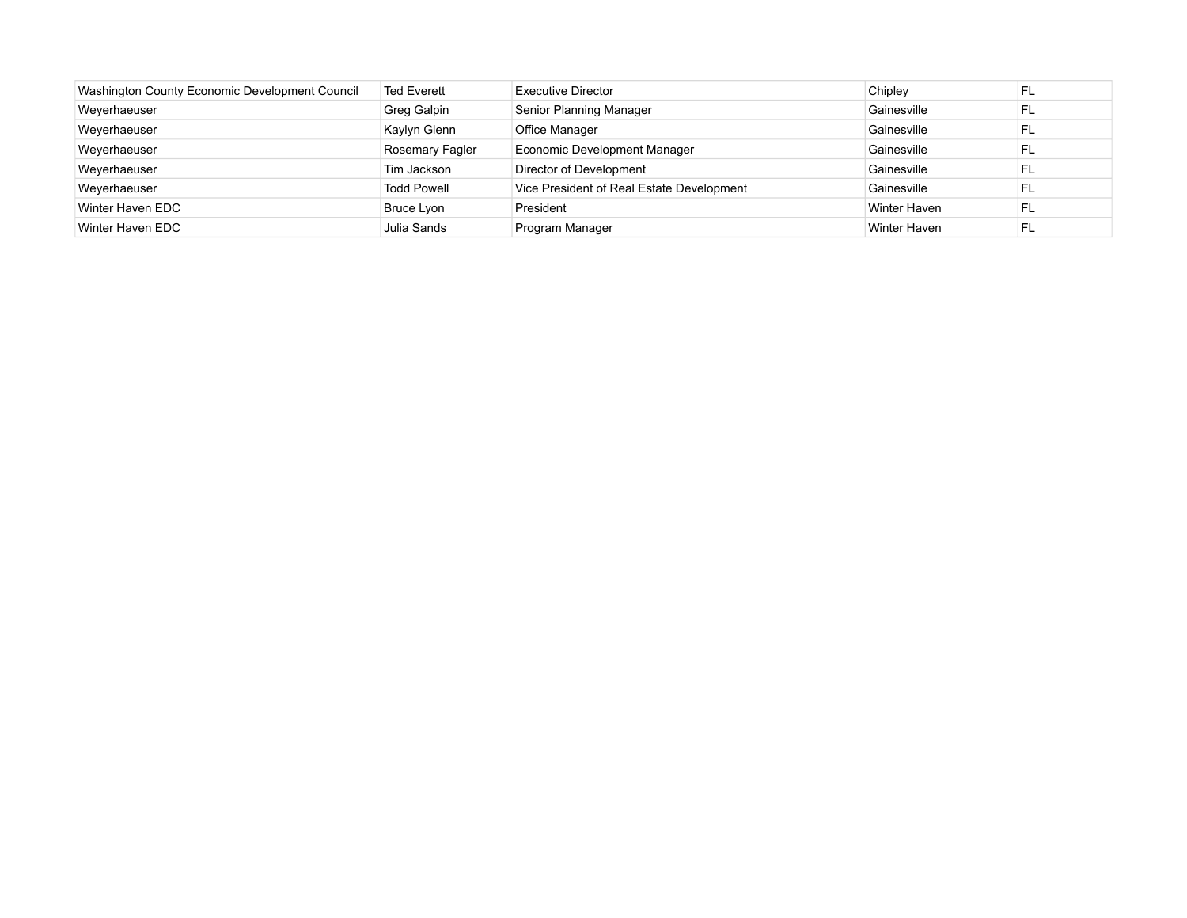| | | | | |
|---|---|---|---|---|
| Washington County Economic Development Council | Ted Everett | Executive Director | Chipley | FL |
| Weyerhaeuser | Greg Galpin | Senior Planning Manager | Gainesville | FL |
| Weyerhaeuser | Kaylyn Glenn | Office Manager | Gainesville | FL |
| Weyerhaeuser | Rosemary Fagler | Economic Development Manager | Gainesville | FL |
| Weyerhaeuser | Tim Jackson | Director of Development | Gainesville | FL |
| Weyerhaeuser | Todd Powell | Vice President of Real Estate Development | Gainesville | FL |
| Winter Haven EDC | Bruce Lyon | President | Winter Haven | FL |
| Winter Haven EDC | Julia Sands | Program Manager | Winter Haven | FL |